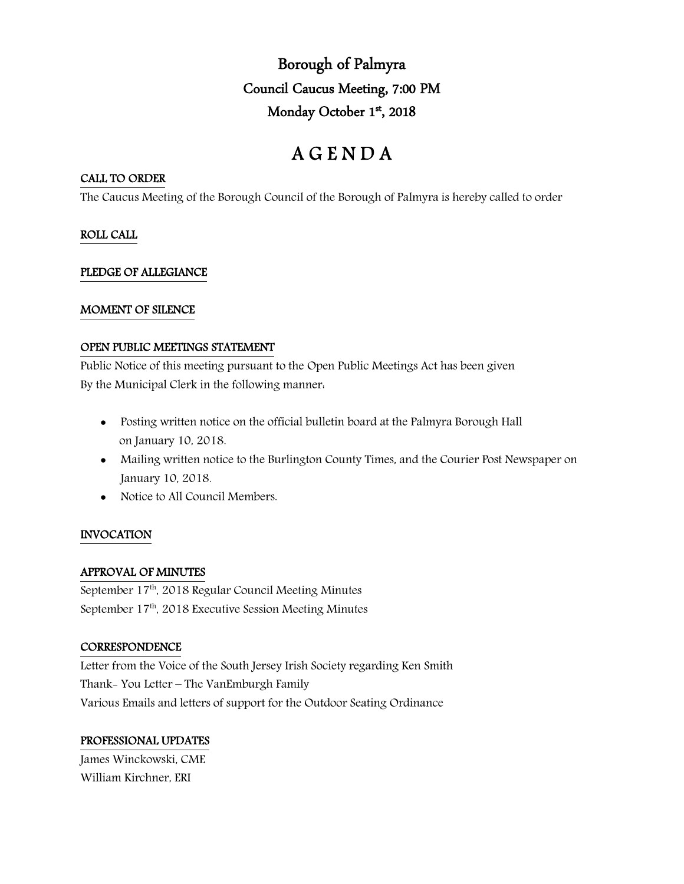# Borough of Palmyra

## Council Caucus Meeting, 7:00 PM

## Monday October 1st, 2018

# A G E N D A

**CALL TO ORDER**

The Caucus Meeting of the Borough Council of the Borough of Palmyra is hereby called to order

**ROLL CALL**

**PLEDGE OF ALLEGIANCE**

**MOMENT OF SILENCE**

**OPEN PUBLIC MEETINGS STATEMENT**

Public Notice of this meeting pursuant to the Open Public Meetings Act has been given By the Municipal Clerk in the following manner:

- Posting written notice on the official bulletin board at the Palmyra Borough Hall on January 10, 2018.
- Mailing written notice to the Burlington County Times, and the Courier Post Newspaper on January 10, 2018.
- Notice to All Council Members.

**INVOCATION**

**APPROVAL OF MINUTES**

September 17th, 2018 Regular Council Meeting Minutes
September 17th, 2018 Executive Session Meeting Minutes

**CORRESPONDENCE**

Letter from the Voice of the South Jersey Irish Society regarding Ken Smith
Thank- You Letter – The VanEmburgh Family
Various Emails and letters of support for the Outdoor Seating Ordinance

**PROFESSIONAL UPDATES**

James Winckowski, CME
William Kirchner, ERI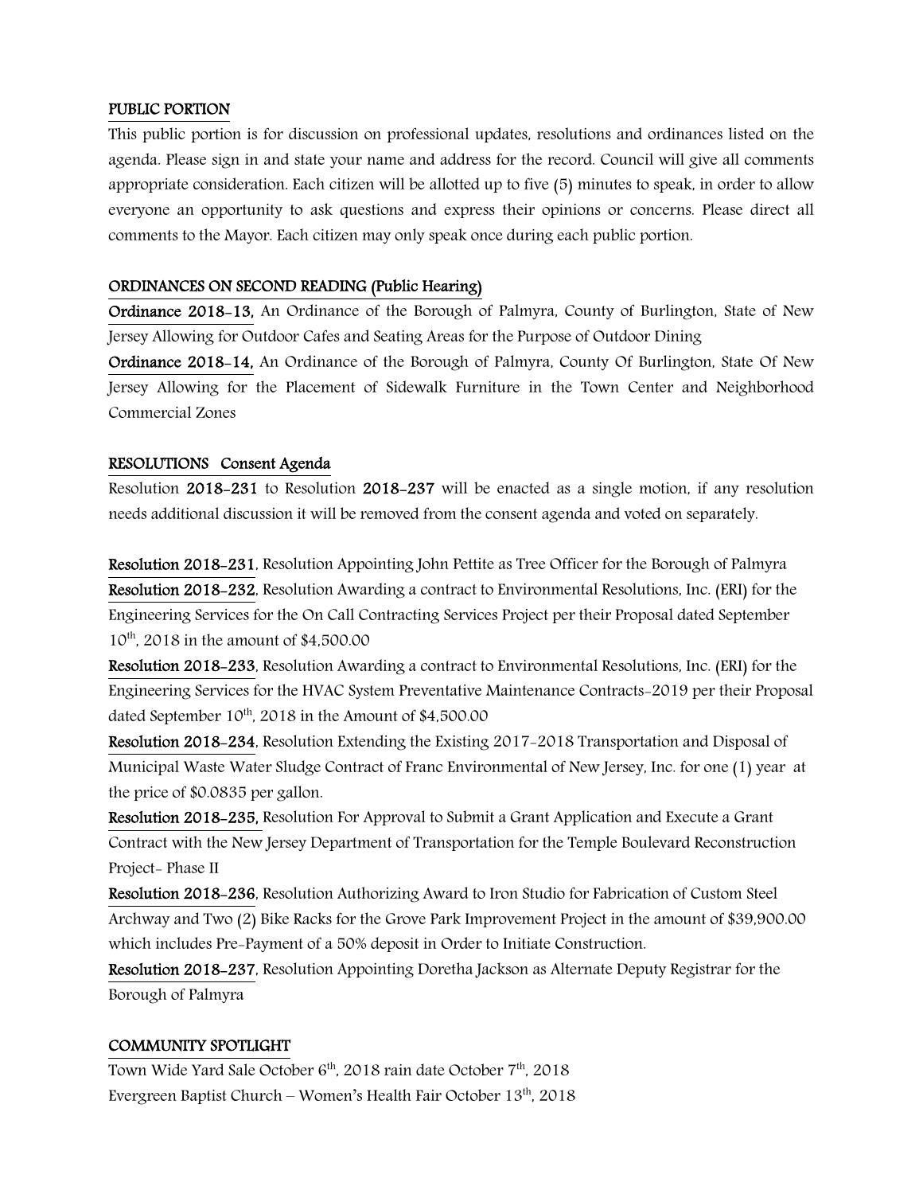## PUBLIC PORTION

This public portion is for discussion on professional updates, resolutions and ordinances listed on the agenda. Please sign in and state your name and address for the record. Council will give all comments appropriate consideration. Each citizen will be allotted up to five (5) minutes to speak, in order to allow everyone an opportunity to ask questions and express their opinions or concerns. Please direct all comments to the Mayor. Each citizen may only speak once during each public portion.

## ORDINANCES ON SECOND READING (Public Hearing)

**Ordinance 2018-13,** An Ordinance of the Borough of Palmyra, County of Burlington, State of New Jersey Allowing for Outdoor Cafes and Seating Areas for the Purpose of Outdoor Dining

**Ordinance 2018-14,** An Ordinance of the Borough of Palmyra, County Of Burlington, State Of New Jersey Allowing for the Placement of Sidewalk Furniture in the Town Center and Neighborhood Commercial Zones

## RESOLUTIONS Consent Agenda

Resolution **2018-231** to Resolution **2018-237** will be enacted as a single motion, if any resolution needs additional discussion it will be removed from the consent agenda and voted on separately.

**Resolution 2018-231**, Resolution Appointing John Pettite as Tree Officer for the Borough of Palmyra

**Resolution 2018-232**, Resolution Awarding a contract to Environmental Resolutions, Inc. (ERI) for the Engineering Services for the On Call Contracting Services Project per their Proposal dated September 10th, 2018 in the amount of $4,500.00

**Resolution 2018-233**, Resolution Awarding a contract to Environmental Resolutions, Inc. (ERI) for the Engineering Services for the HVAC System Preventative Maintenance Contracts-2019 per their Proposal dated September 10th, 2018 in the Amount of $4,500.00

**Resolution 2018-234**, Resolution Extending the Existing 2017-2018 Transportation and Disposal of Municipal Waste Water Sludge Contract of Franc Environmental of New Jersey, Inc. for one (1) year at the price of $0.0835 per gallon.

**Resolution 2018-235,** Resolution For Approval to Submit a Grant Application and Execute a Grant Contract with the New Jersey Department of Transportation for the Temple Boulevard Reconstruction Project- Phase II

**Resolution 2018-236**, Resolution Authorizing Award to Iron Studio for Fabrication of Custom Steel Archway and Two (2) Bike Racks for the Grove Park Improvement Project in the amount of $39,900.00 which includes Pre-Payment of a 50% deposit in Order to Initiate Construction.

**Resolution 2018-237**, Resolution Appointing Doretha Jackson as Alternate Deputy Registrar for the Borough of Palmyra

## COMMUNITY SPOTLIGHT

Town Wide Yard Sale October 6th, 2018 rain date October 7th, 2018

Evergreen Baptist Church – Women's Health Fair October 13th, 2018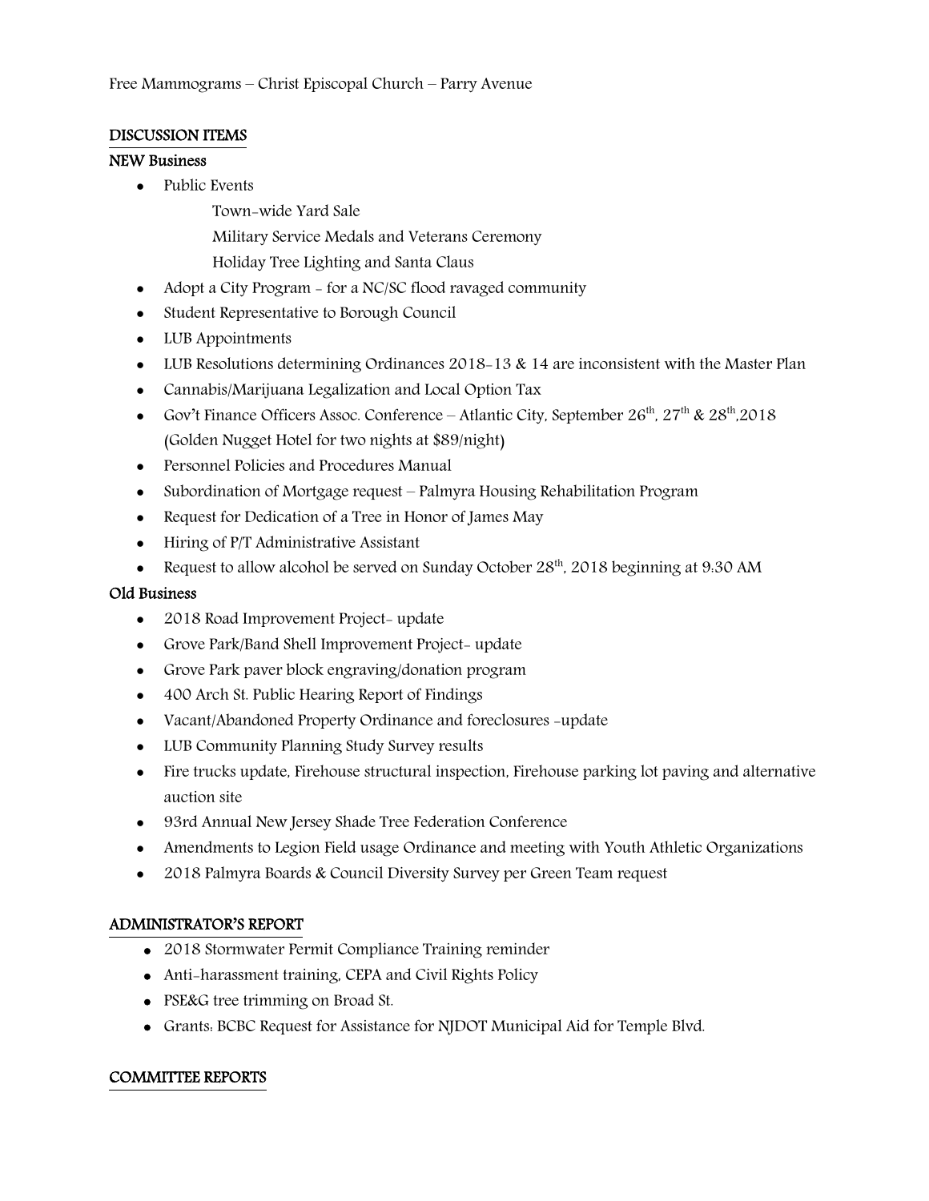Free Mammograms – Christ Episcopal Church – Parry Avenue

## DISCUSSION ITEMS

### NEW Business

- Public Events
  - Town-wide Yard Sale
  - Military Service Medals and Veterans Ceremony
  - Holiday Tree Lighting and Santa Claus
- Adopt a City Program - for a NC/SC flood ravaged community
- Student Representative to Borough Council
- LUB Appointments
- LUB Resolutions determining Ordinances 2018-13 & 14 are inconsistent with the Master Plan
- Cannabis/Marijuana Legalization and Local Option Tax
- Gov't Finance Officers Assoc. Conference – Atlantic City, September 26th, 27th & 28th,2018 (Golden Nugget Hotel for two nights at $89/night)
- Personnel Policies and Procedures Manual
- Subordination of Mortgage request – Palmyra Housing Rehabilitation Program
- Request for Dedication of a Tree in Honor of James May
- Hiring of P/T Administrative Assistant
- Request to allow alcohol be served on Sunday October 28th, 2018 beginning at 9:30 AM

### Old Business

- 2018 Road Improvement Project- update
- Grove Park/Band Shell Improvement Project- update
- Grove Park paver block engraving/donation program
- 400 Arch St. Public Hearing Report of Findings
- Vacant/Abandoned Property Ordinance and foreclosures -update
- LUB Community Planning Study Survey results
- Fire trucks update, Firehouse structural inspection, Firehouse parking lot paving and alternative auction site
- 93rd Annual New Jersey Shade Tree Federation Conference
- Amendments to Legion Field usage Ordinance and meeting with Youth Athletic Organizations
- 2018 Palmyra Boards & Council Diversity Survey per Green Team request

## ADMINISTRATOR'S REPORT

- 2018 Stormwater Permit Compliance Training reminder
- Anti-harassment training, CEPA and Civil Rights Policy
- PSE&G tree trimming on Broad St.
- Grants: BCBC Request for Assistance for NJDOT Municipal Aid for Temple Blvd.

## COMMITTEE REPORTS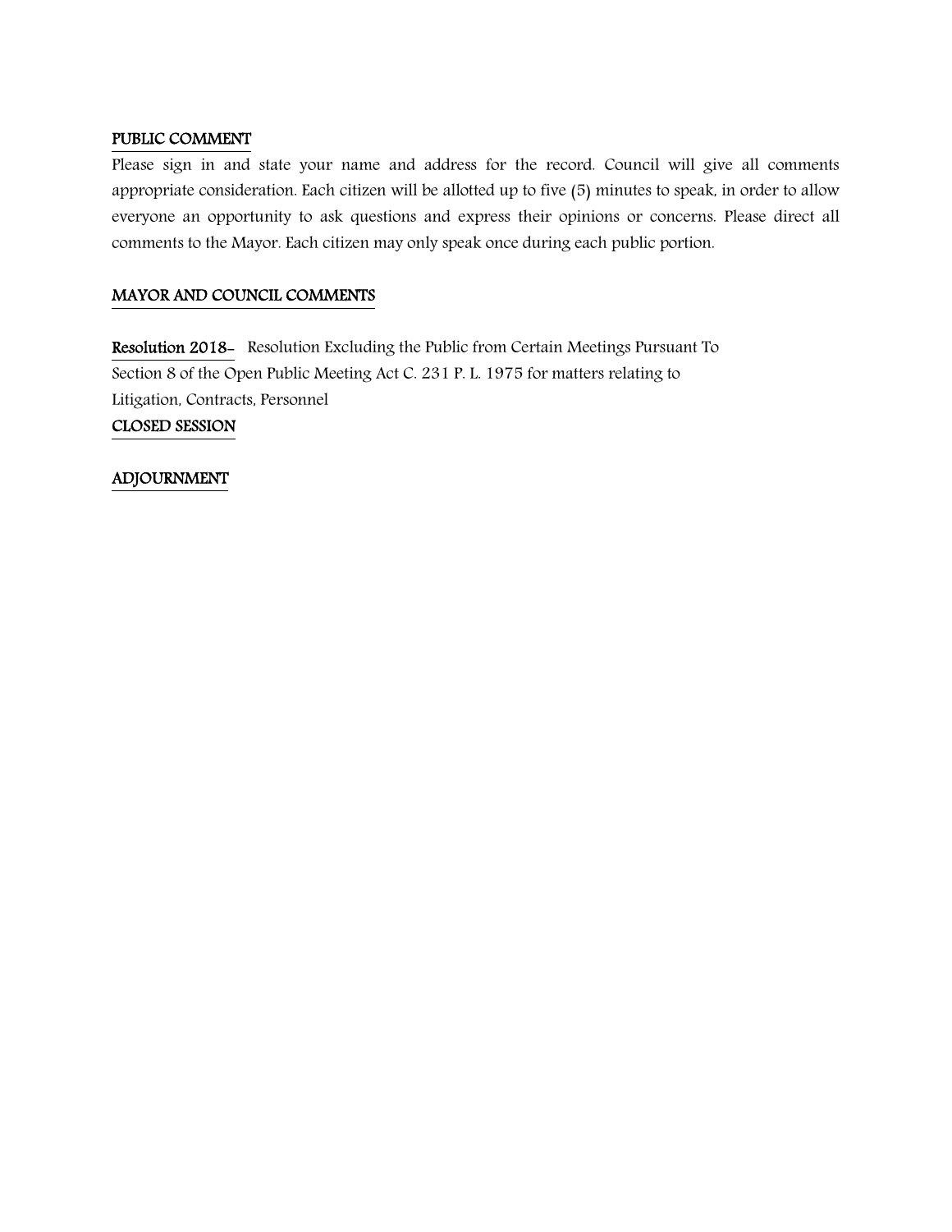## PUBLIC COMMENT

Please sign in and state your name and address for the record. Council will give all comments appropriate consideration. Each citizen will be allotted up to five (5) minutes to speak, in order to allow everyone an opportunity to ask questions and express their opinions or concerns. Please direct all comments to the Mayor. Each citizen may only speak once during each public portion.

## MAYOR AND COUNCIL COMMENTS

**Resolution 2018-** Resolution Excluding the Public from Certain Meetings Pursuant To Section 8 of the Open Public Meeting Act C. 231 P. L. 1975 for matters relating to Litigation, Contracts, Personnel

## CLOSED SESSION

## ADJOURNMENT